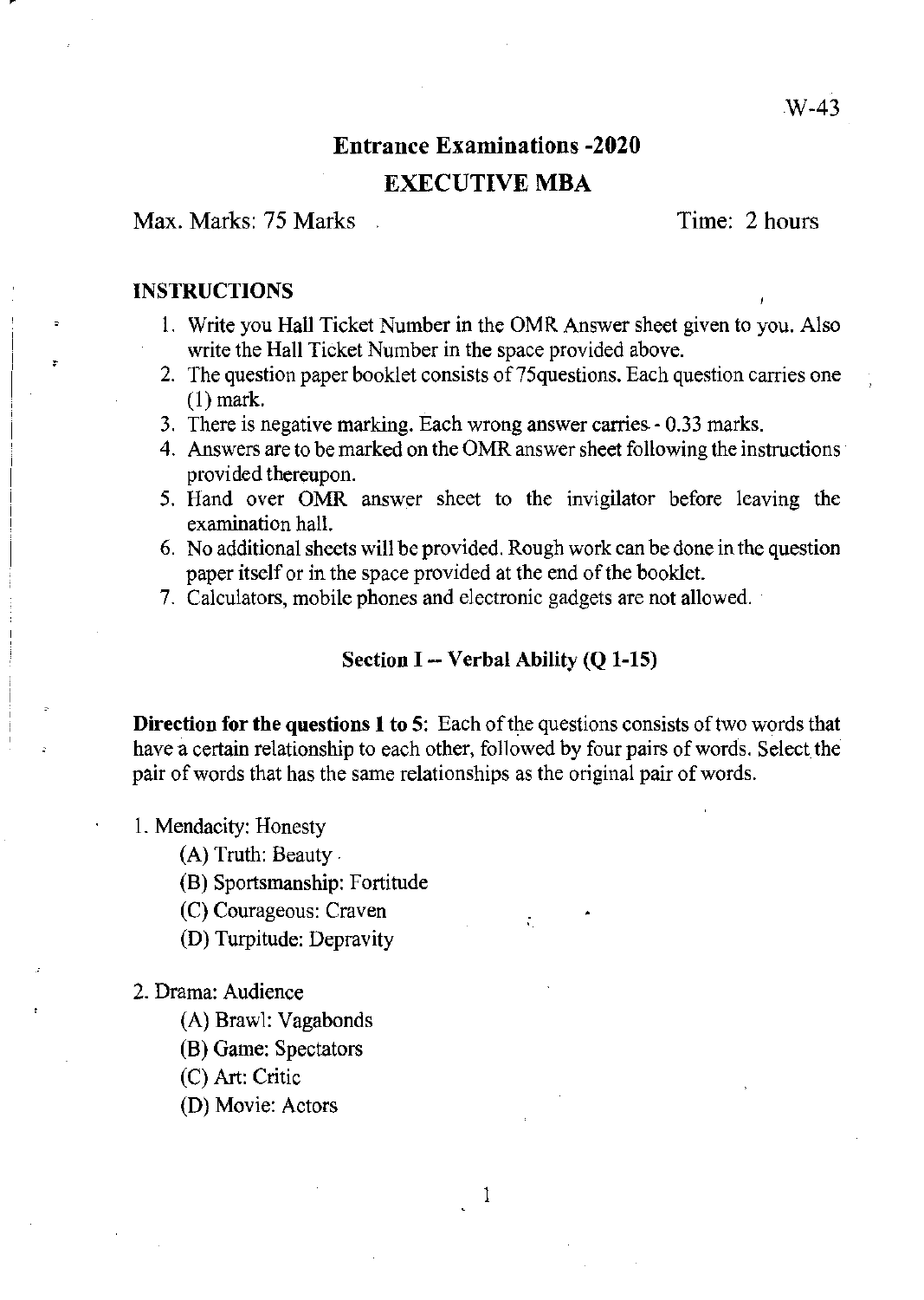W-43

# Entrance Examinations -2020

## EXECUTIVE MBA

Max. Marks: 75 Marks　　　　　　　　　　　　Time: 2 hours

**INSTRUCTIONS**

1. Write you Hall Ticket Number in the OMR Answer sheet given to you. Also write the Hall Ticket Number in the space provided above.
2. The question paper booklet consists of 75questions. Each question carries one (1) mark.
3. There is negative marking. Each wrong answer carries - 0.33 marks.
4. Answers are to be marked on the OMR answer sheet following the instructions provided thereupon.
5. Hand over OMR answer sheet to the invigilator before leaving the examination hall.
6. No additional sheets will be provided. Rough work can be done in the question paper itself or in the space provided at the end of the booklet.
7. Calculators, mobile phones and electronic gadgets are not allowed.

### Section I -- Verbal Ability (Q 1-15)

**Direction for the questions 1 to 5:** Each of the questions consists of two words that have a certain relationship to each other, followed by four pairs of words. Select the pair of words that has the same relationships as the original pair of words.

1. Mendacity: Honesty

   (A) Truth: Beauty

   (B) Sportsmanship: Fortitude

   (C) Courageous: Craven

   (D) Turpitude: Depravity

2. Drama: Audience

   (A) Brawl: Vagabonds

   (B) Game: Spectators

   (C) Art: Critic

   (D) Movie: Actors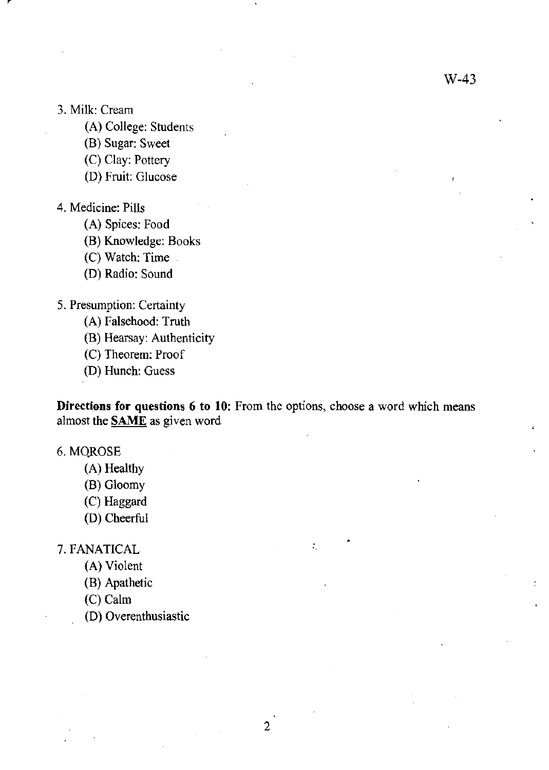3. Milk: Cream
   - (A) College: Students
   - (B) Sugar: Sweet
   - (C) Clay: Pottery
   - (D) Fruit: Glucose

4. Medicine: Pills
   - (A) Spices: Food
   - (B) Knowledge: Books
   - (C) Watch: Time
   - (D) Radio: Sound

5. Presumption: Certainty
   - (A) Falsehood: Truth
   - (B) Hearsay: Authenticity
   - (C) Theorem: Proof
   - (D) Hunch: Guess

**Directions for questions 6 to 10:** From the options, choose a word which means almost the **SAME** as given word

6. MOROSE
   - (A) Healthy
   - (B) Gloomy
   - (C) Haggard
   - (D) Cheerful

7. FANATICAL
   - (A) Violent
   - (B) Apathetic
   - (C) Calm
   - (D) Overenthusiastic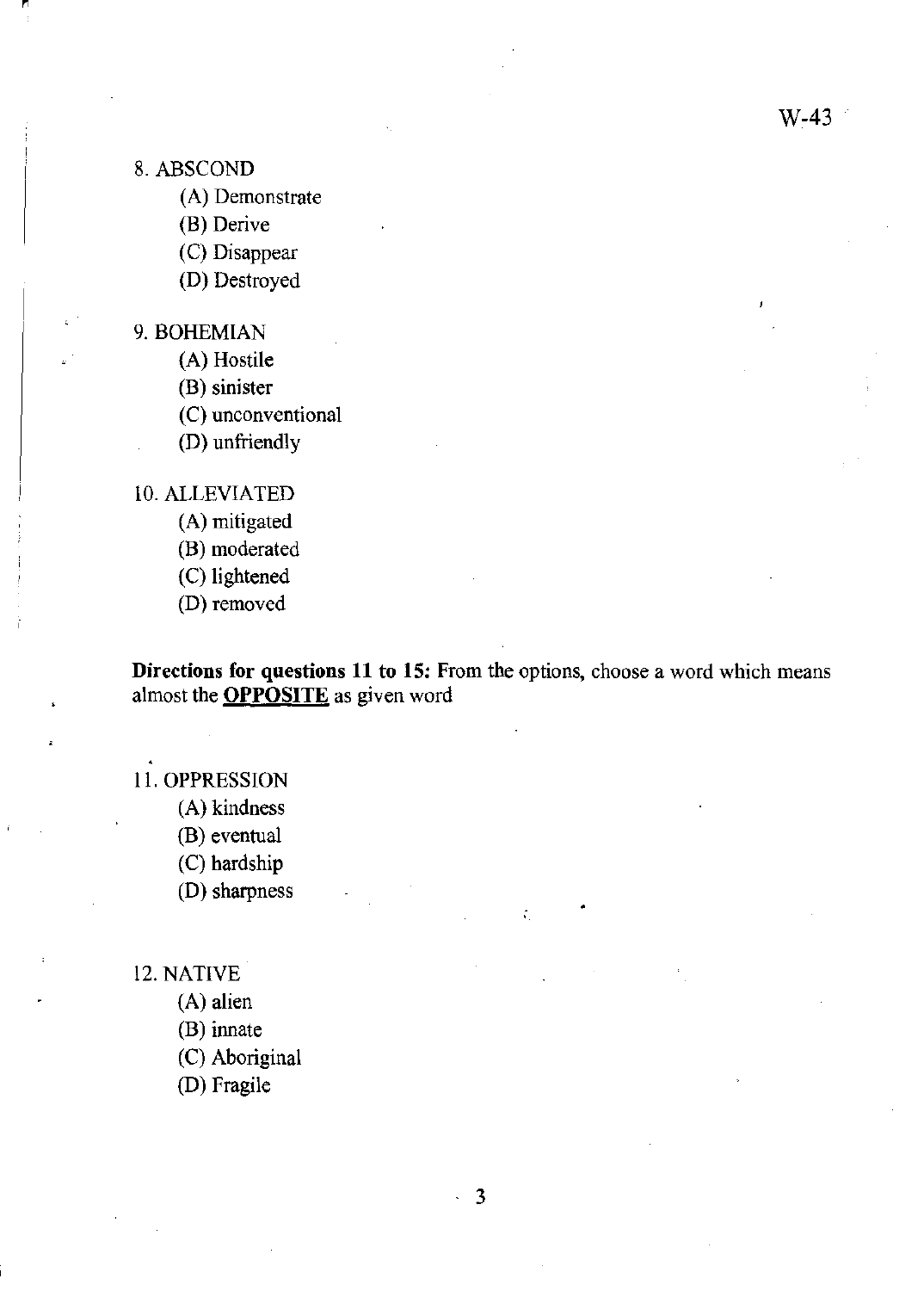8. ABSCOND

(A) Demonstrate
(B) Derive
(C) Disappear
(D) Destroyed

9. BOHEMIAN

(A) Hostile
(B) sinister
(C) unconventional
(D) unfriendly

10. ALLEVIATED

(A) mitigated
(B) moderated
(C) lightened
(D) removed

**Directions for questions 11 to 15:** From the options, choose a word which means almost the **<u>OPPOSITE</u>** as given word

11. OPPRESSION

(A) kindness
(B) eventual
(C) hardship
(D) sharpness

12. NATIVE

(A) alien
(B) innate
(C) Aboriginal
(D) Fragile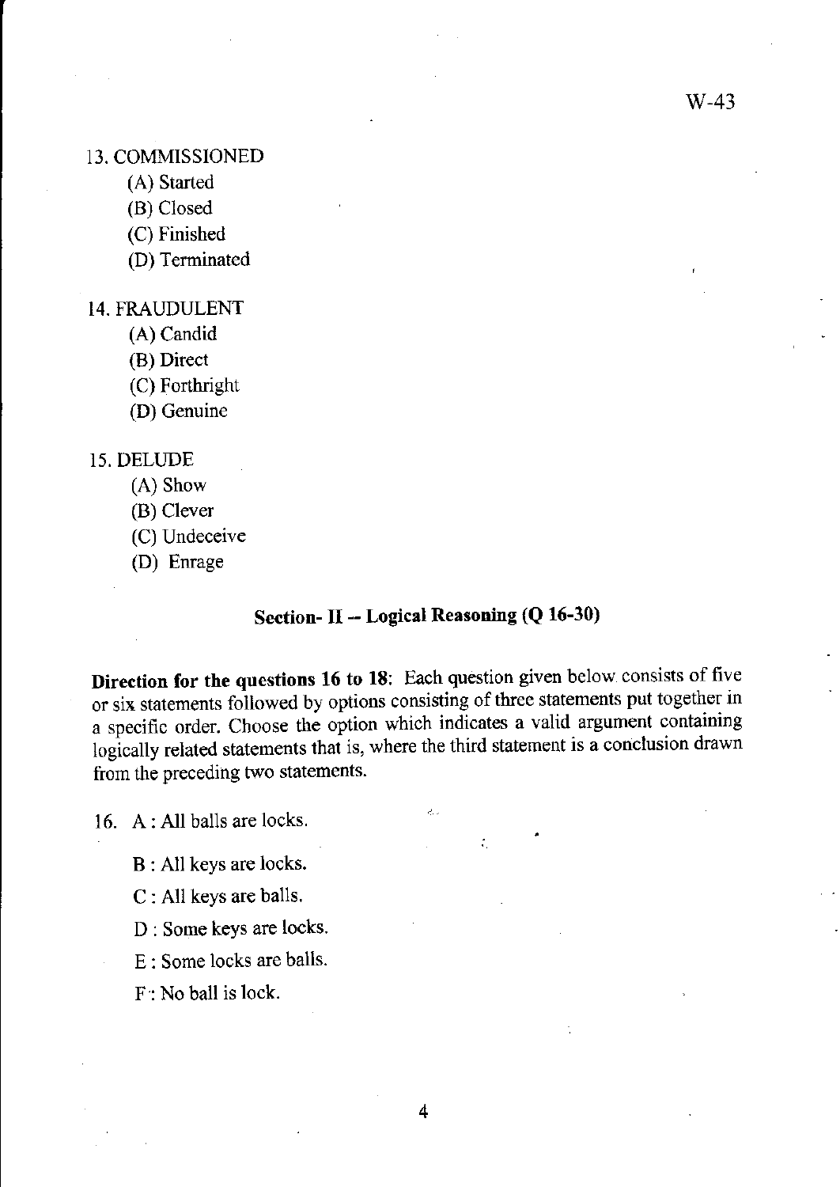13. COMMISSIONED
   (A) Started
   (B) Closed
   (C) Finished
   (D) Terminated

14. FRAUDULENT
   (A) Candid
   (B) Direct
   (C) Forthright
   (D) Genuine

15. DELUDE
   (A) Show
   (B) Clever
   (C) Undeceive
   (D) Enrage

## Section- II -- Logical Reasoning (Q 16-30)

**Direction for the questions 16 to 18**: Each question given below consists of five or six statements followed by options consisting of three statements put together in a specific order. Choose the option which indicates a valid argument containing logically related statements that is, where the third statement is a conclusion drawn from the preceding two statements.

16. A : All balls are locks.

    B : All keys are locks.

    C : All keys are balls.

    D : Some keys are locks.

    E : Some locks are balls.

    F : No ball is lock.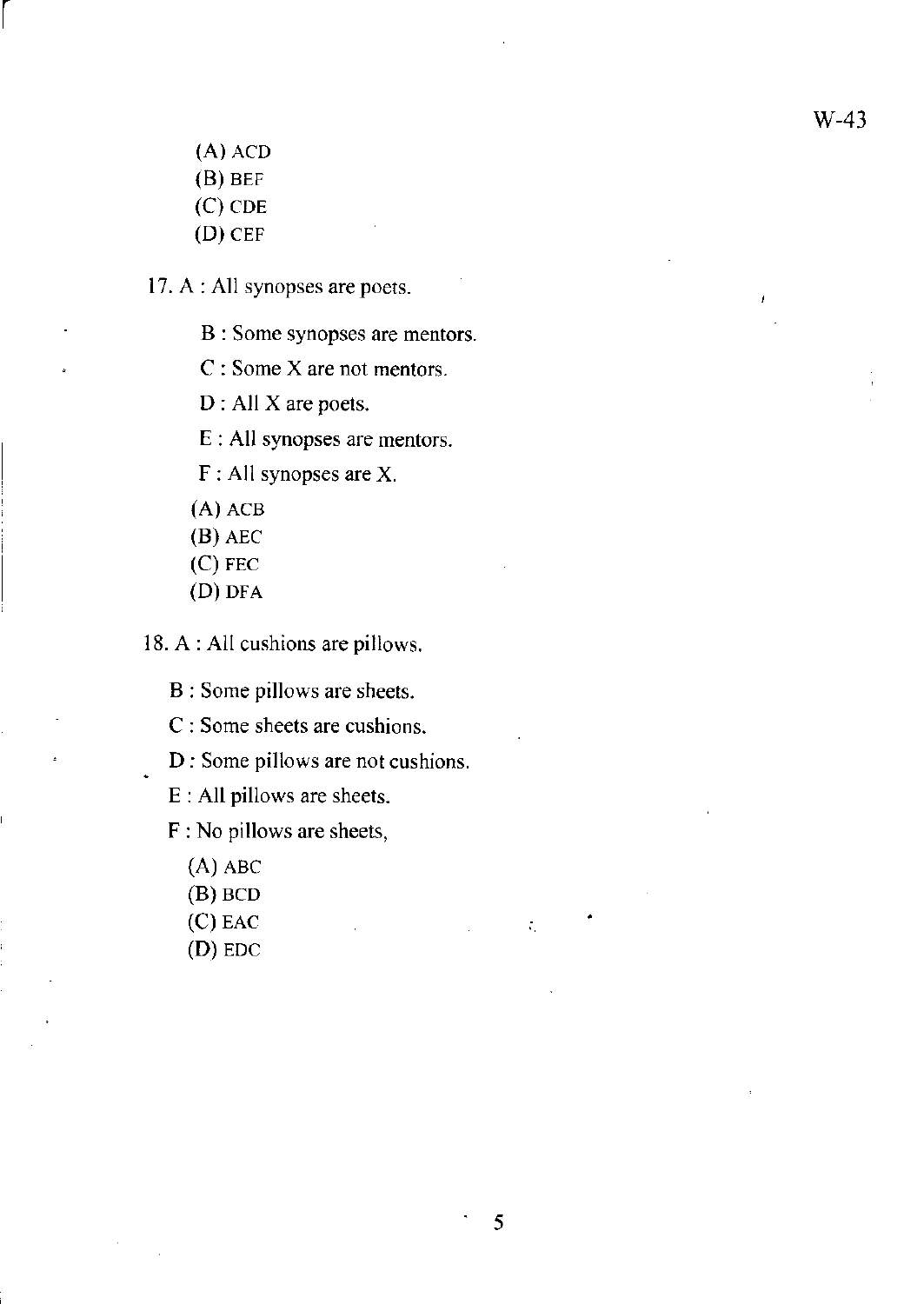(A) ACD
(B) BEF
(C) CDE
(D) CEF

17. A : All synopses are poets.

B : Some synopses are mentors.

C : Some X are not mentors.

D : All X are poets.

E : All synopses are mentors.

F : All synopses are X.

(A) ACB
(B) AEC
(C) FEC
(D) DFA

18. A : All cushions are pillows.

B : Some pillows are sheets.

C : Some sheets are cushions.

D : Some pillows are not cushions.

E : All pillows are sheets.

F : No pillows are sheets,

(A) ABC
(B) BCD
(C) EAC
(D) EDC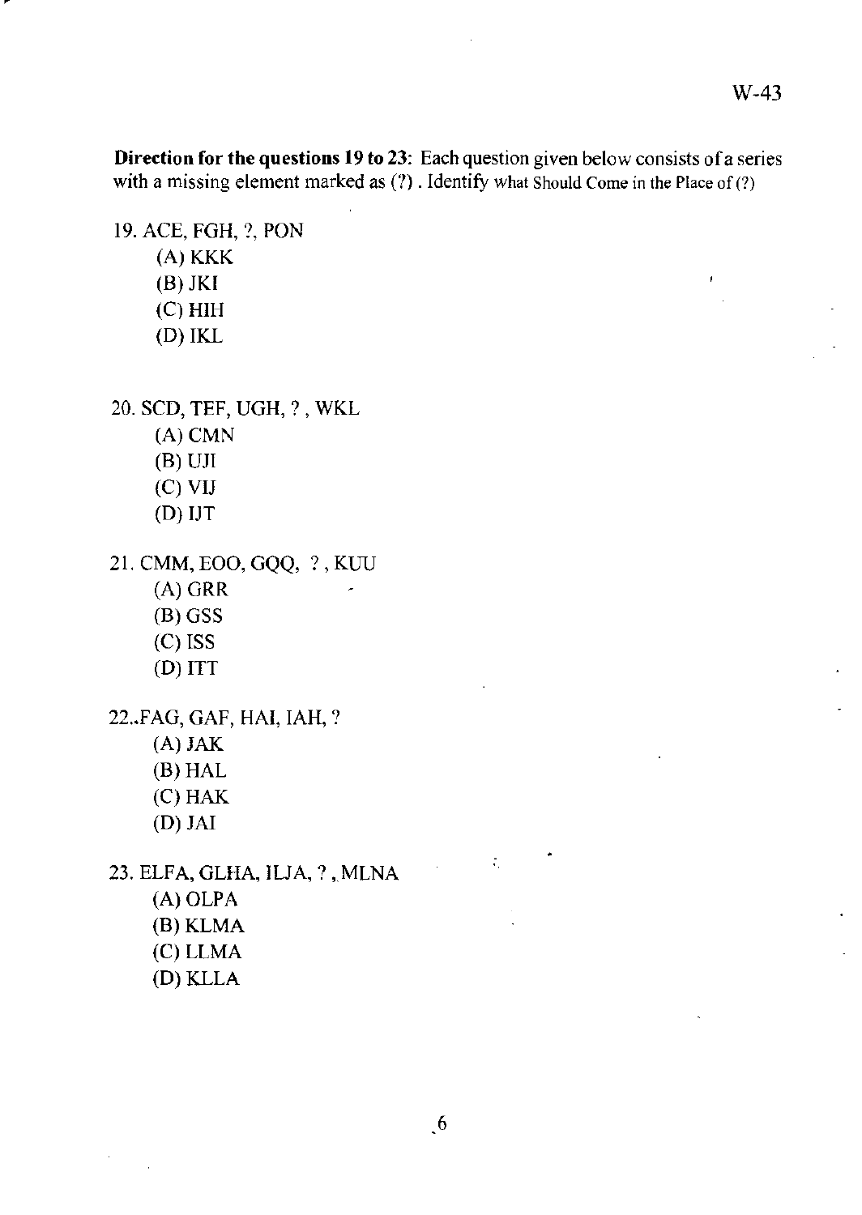**Direction for the questions 19 to 23:** Each question given below consists of a series with a missing element marked as (?) . Identify what Should Come in the Place of (?)

19. ACE, FGH, ?, PON
    - (A) KKK
    - (B) JKI
    - (C) HIH
    - (D) IKL

20. SCD, TEF, UGH, ? , WKL
    - (A) CMN
    - (B) UJI
    - (C) VIJ
    - (D) IJT

21. CMM, EOO, GQQ, ? , KUU
    - (A) GRR
    - (B) GSS
    - (C) ISS
    - (D) ITT

22..FAG, GAF, HAI, IAH, ?
    - (A) JAK
    - (B) HAL
    - (C) HAK
    - (D) JAI

23. ELFA, GLHA, ILJA, ? , MLNA
    - (A) OLPA
    - (B) KLMA
    - (C) LLMA
    - (D) KLLA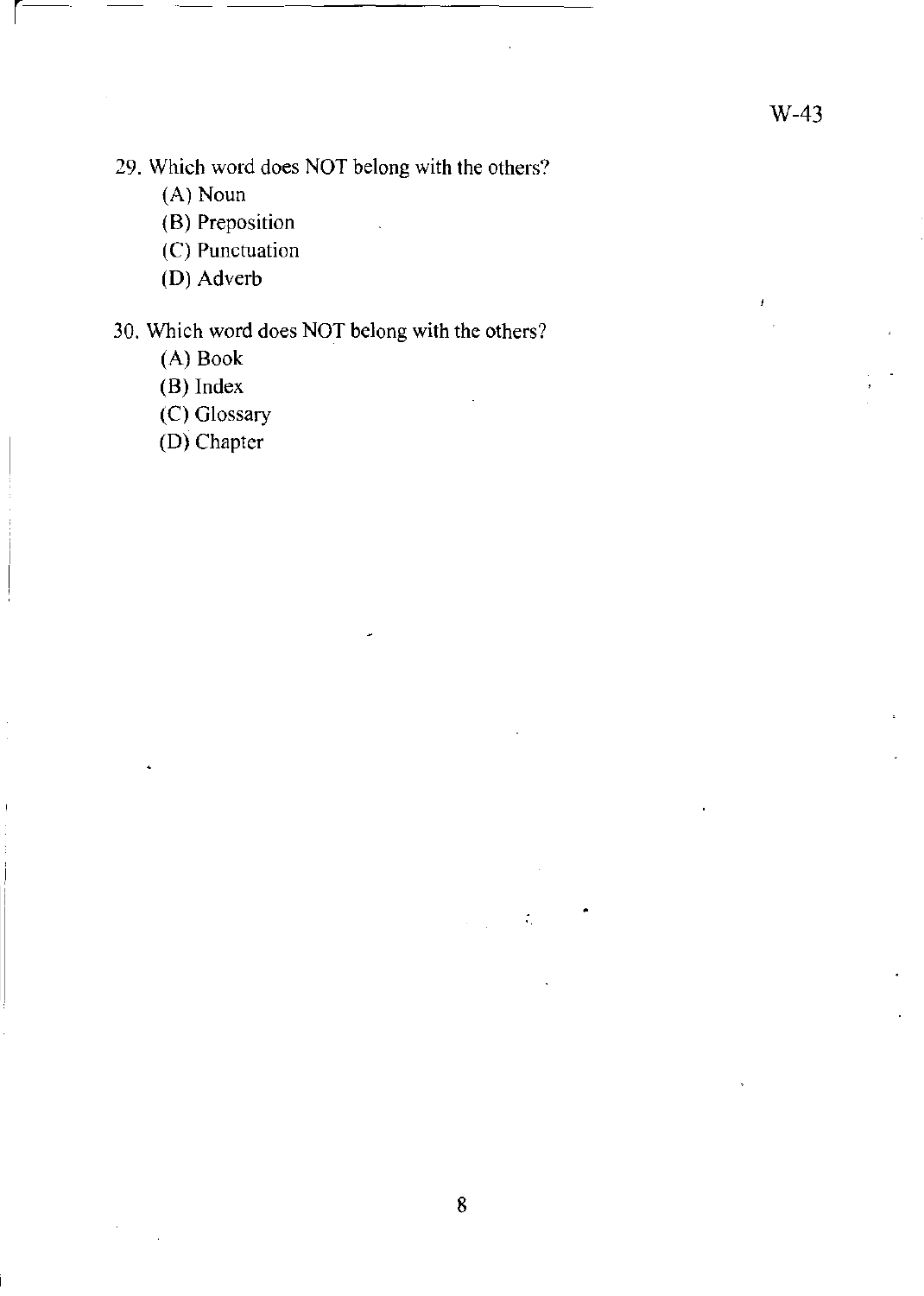29. Which word does NOT belong with the others?

    (A) Noun

    (B) Preposition

    (C) Punctuation

    (D) Adverb

30. Which word does NOT belong with the others?

    (A) Book

    (B) Index

    (C) Glossary

    (D) Chapter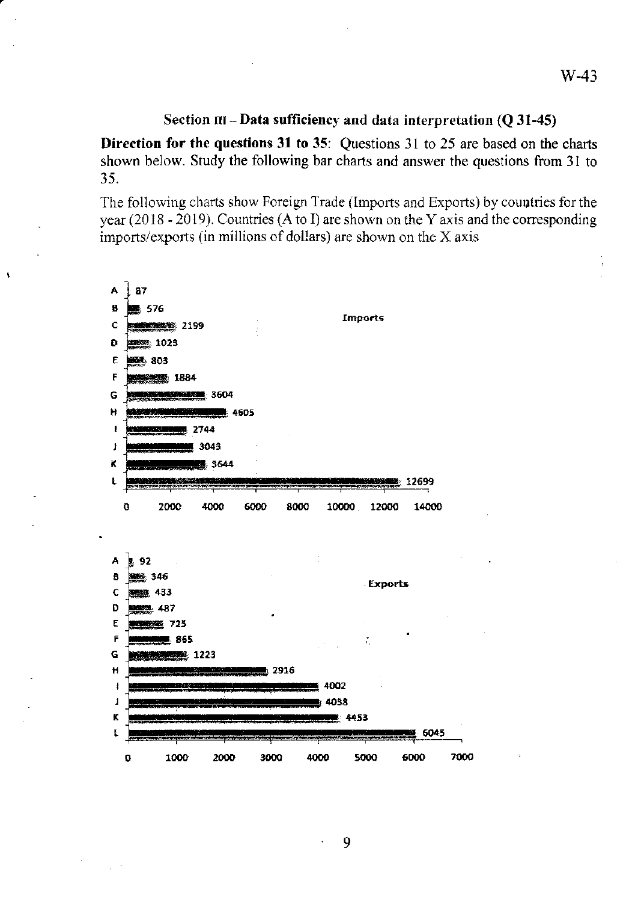## Section III – Data sufficiency and data interpretation (Q 31-45)

**Direction for the questions 31 to 35**: Questions 31 to 25 are based on the charts shown below. Study the following bar charts and answer the questions from 31 to 35.

The following charts show Foreign Trade (Imports and Exports) by countries for the year (2018 - 2019). Countries (A to I) are shown on the Y axis and the corresponding imports/exports (in millions of dollars) are shown on the X axis

**Imports**

| Country | Imports |
|---|---|
| A | 87 |
| B | 576 |
| C | 2199 |
| D | 1023 |
| E | 803 |
| F | 1884 |
| G | 3604 |
| H | 4605 |
| I | 2744 |
| J | 3043 |
| K | 3644 |
| L | 12699 |

X axis: 0, 2000, 4000, 6000, 8000, 10000, 12000, 14000

**Exports**

| Country | Exports |
|---|---|
| A | 92 |
| B | 346 |
| C | 433 |
| D | 487 |
| E | 725 |
| F | 865 |
| G | 1223 |
| H | 2916 |
| I | 4002 |
| J | 4038 |
| K | 4453 |
| L | 6045 |

X axis: 0, 1000, 2000, 3000, 4000, 5000, 6000, 7000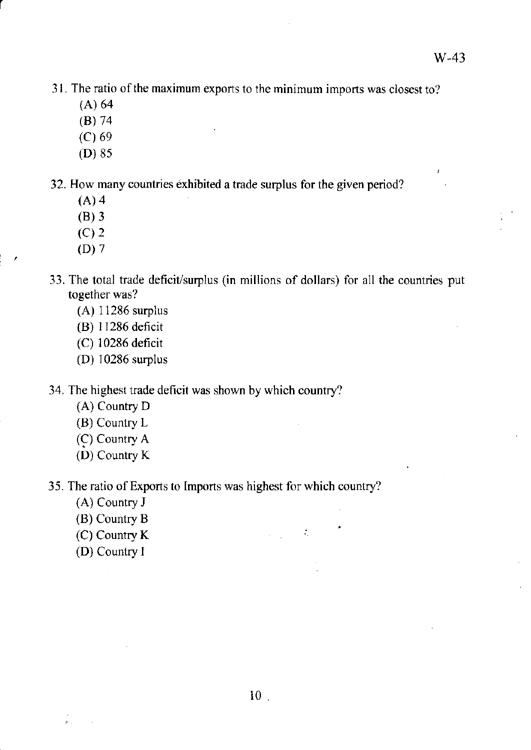31. The ratio of the maximum exports to the minimum imports was closest to?
    (A) 64
    (B) 74
    (C) 69
    (D) 85

32. How many countries exhibited a trade surplus for the given period?
    (A) 4
    (B) 3
    (C) 2
    (D) 7

33. The total trade deficit/surplus (in millions of dollars) for all the countries put together was?
    (A) 11286 surplus
    (B) 11286 deficit
    (C) 10286 deficit
    (D) 10286 surplus

34. The highest trade deficit was shown by which country?
    (A) Country D
    (B) Country L
    (C) Country A
    (D) Country K

35. The ratio of Exports to Imports was highest for which country?
    (A) Country J
    (B) Country B
    (C) Country K
    (D) Country I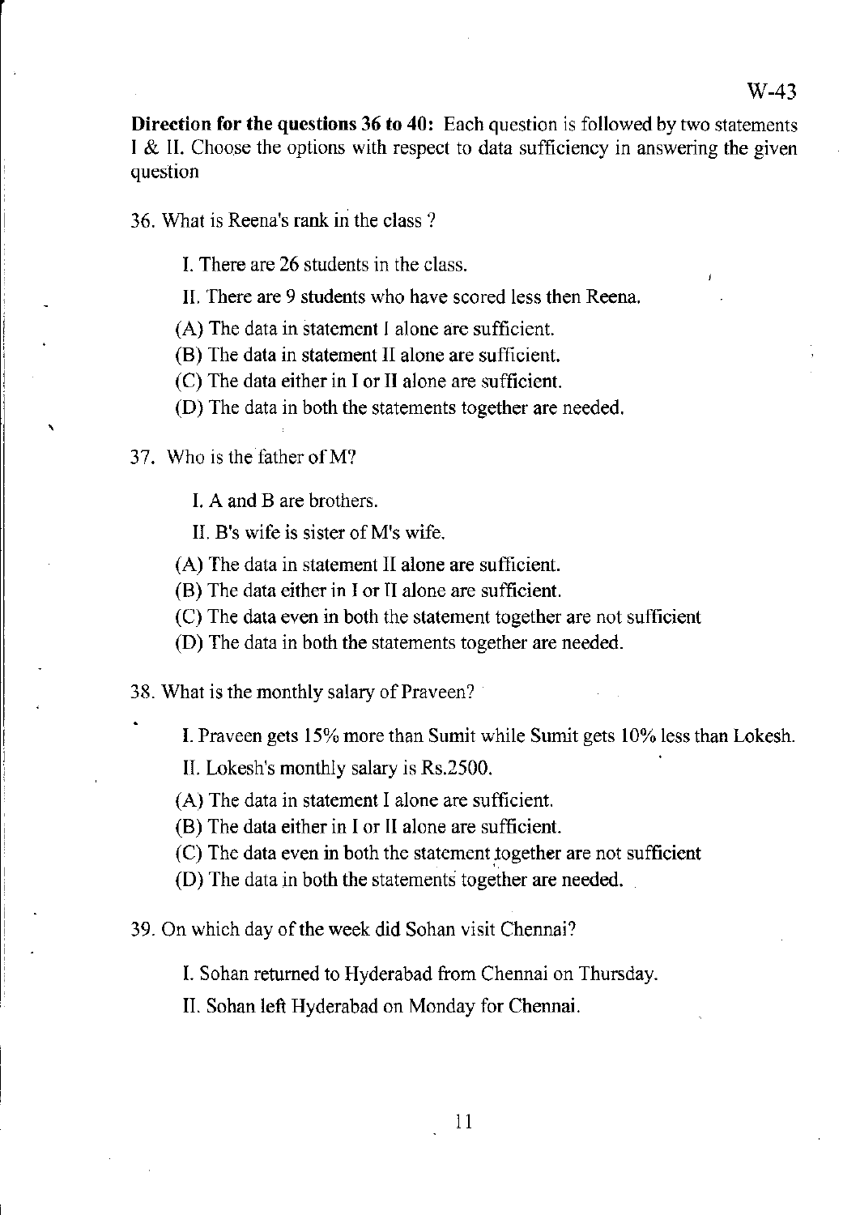**Direction for the questions 36 to 40:** Each question is followed by two statements I & II. Choose the options with respect to data sufficiency in answering the given question

36. What is Reena's rank in the class ?

    I. There are 26 students in the class.

    II. There are 9 students who have scored less then Reena.

    (A) The data in statement I alone are sufficient.
    (B) The data in statement II alone are sufficient.
    (C) The data either in I or II alone are sufficient.
    (D) The data in both the statements together are needed.

37. Who is the father of M?

    I. A and B are brothers.

    II. B's wife is sister of M's wife.

    (A) The data in statement II alone are sufficient.
    (B) The data either in I or II alone are sufficient.
    (C) The data even in both the statement together are not sufficient
    (D) The data in both the statements together are needed.

38. What is the monthly salary of Praveen?

    I. Praveen gets 15% more than Sumit while Sumit gets 10% less than Lokesh.

    II. Lokesh's monthly salary is Rs.2500.

    (A) The data in statement I alone are sufficient.
    (B) The data either in I or II alone are sufficient.
    (C) The data even in both the statement together are not sufficient
    (D) The data in both the statements together are needed.

39. On which day of the week did Sohan visit Chennai?

    I. Sohan returned to Hyderabad from Chennai on Thursday.

    II. Sohan left Hyderabad on Monday for Chennai.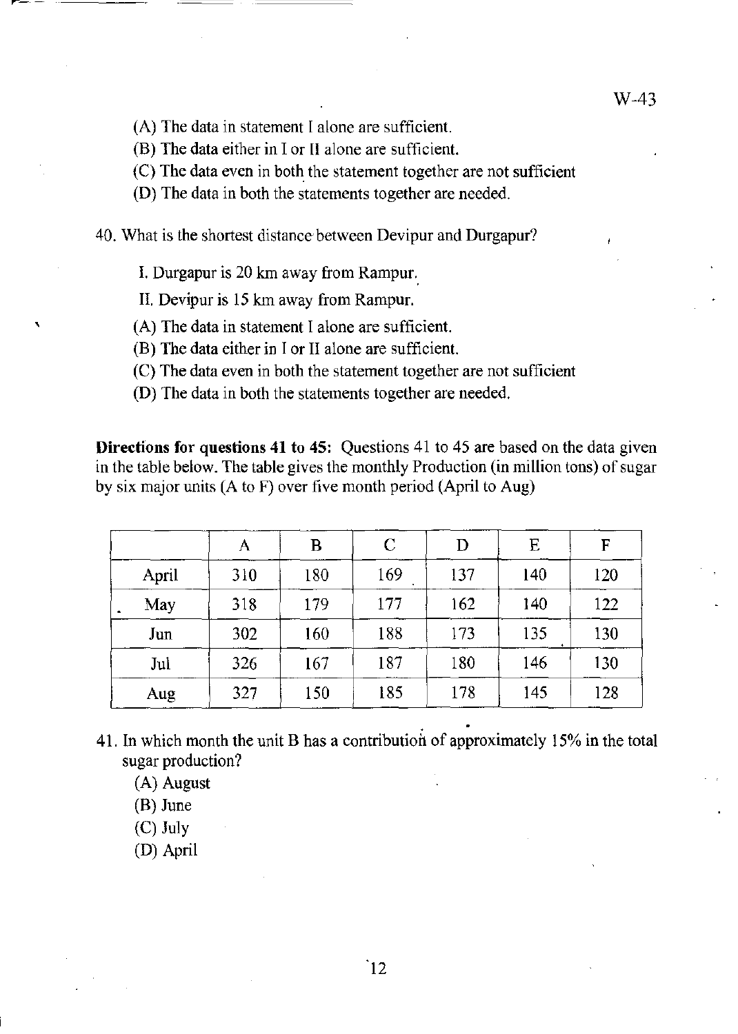(A) The data in statement I alone are sufficient.

(B) The data either in I or II alone are sufficient.

(C) The data even in both the statement together are not sufficient

(D) The data in both the statements together are needed.

40. What is the shortest distance between Devipur and Durgapur?

I. Durgapur is 20 km away from Rampur.

II. Devipur is 15 km away from Rampur.

(A) The data in statement I alone are sufficient.

(B) The data either in I or II alone are sufficient.

(C) The data even in both the statement together are not sufficient

(D) The data in both the statements together are needed.

**Directions for questions 41 to 45:** Questions 41 to 45 are based on the data given in the table below. The table gives the monthly Production (in million tons) of sugar by six major units (A to F) over five month period (April to Aug)

| | A | B | C | D | E | F |
|---|---|---|---|---|---|---|
| April | 310 | 180 | 169 | 137 | 140 | 120 |
| May | 318 | 179 | 177 | 162 | 140 | 122 |
| Jun | 302 | 160 | 188 | 173 | 135 | 130 |
| Jul | 326 | 167 | 187 | 180 | 146 | 130 |
| Aug | 327 | 150 | 185 | 178 | 145 | 128 |

41. In which month the unit B has a contribution of approximately 15% in the total sugar production?

(A) August

(B) June

(C) July

(D) April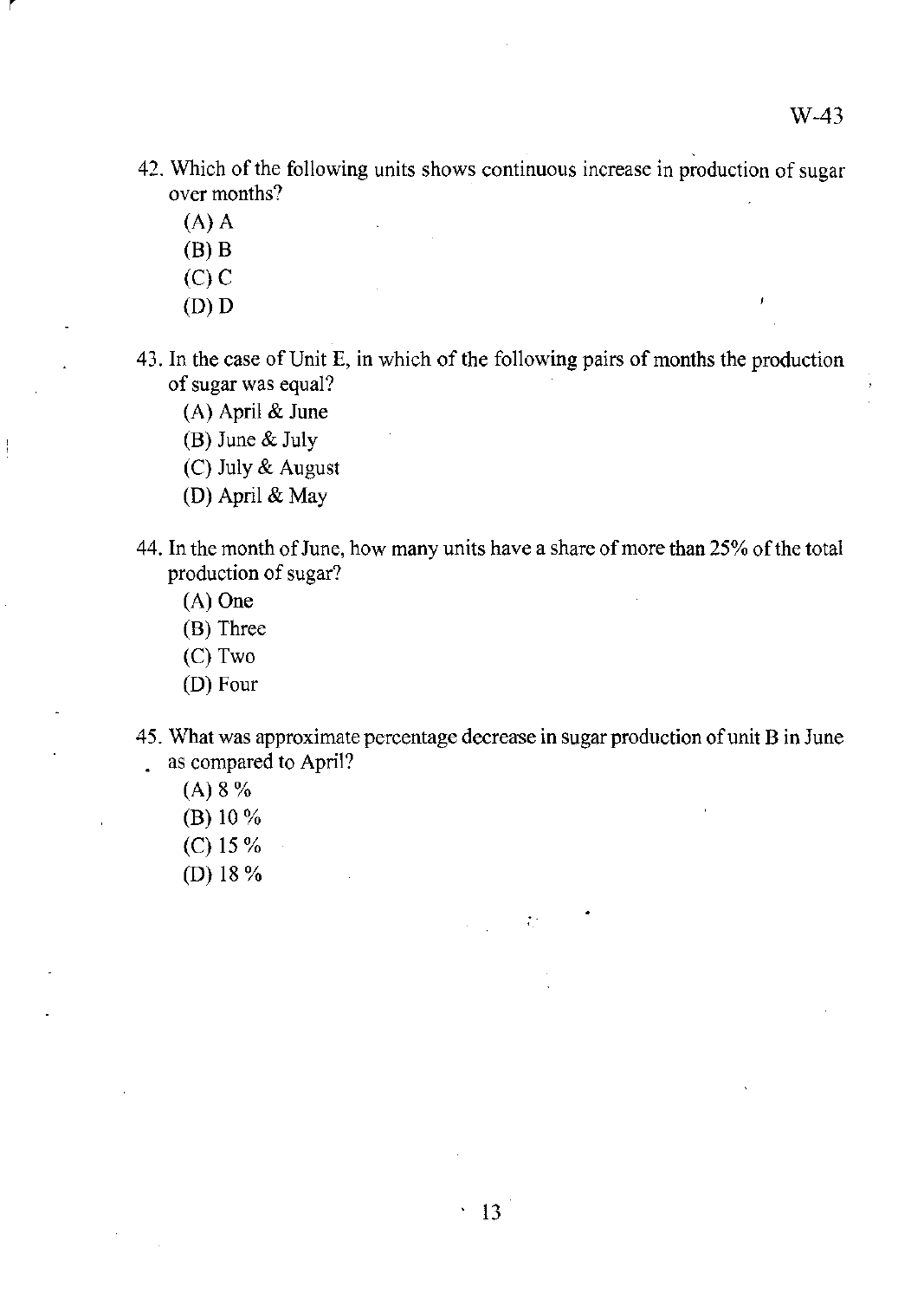42. Which of the following units shows continuous increase in production of sugar over months?

    (A) A

    (B) B

    (C) C

    (D) D

43. In the case of Unit E, in which of the following pairs of months the production of sugar was equal?

    (A) April & June

    (B) June & July

    (C) July & August

    (D) April & May

44. In the month of June, how many units have a share of more than 25% of the total production of sugar?

    (A) One

    (B) Three

    (C) Two

    (D) Four

45. What was approximate percentage decrease in sugar production of unit B in June as compared to April?

    (A) 8 %

    (B) 10 %

    (C) 15 %

    (D) 18 %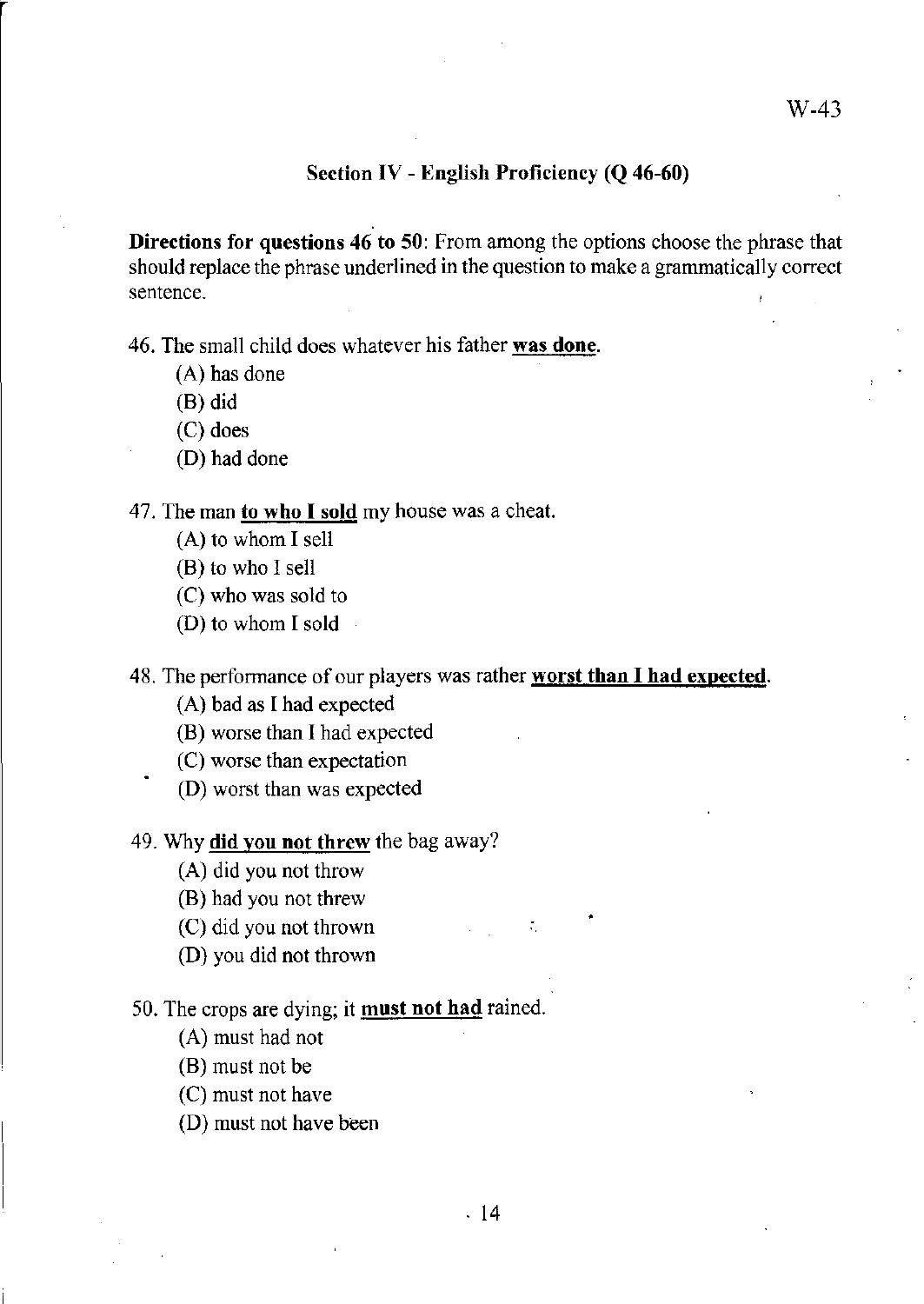## Section IV - English Proficiency (Q 46-60)

**Directions for questions 46 to 50**: From among the options choose the phrase that should replace the phrase underlined in the question to make a grammatically correct sentence.

46. The small child does whatever his father **was done**.
    - (A) has done
    - (B) did
    - (C) does
    - (D) had done

47. The man **to who I sold** my house was a cheat.
    - (A) to whom I sell
    - (B) to who I sell
    - (C) who was sold to
    - (D) to whom I sold

48. The performance of our players was rather **worst than I had expected**.
    - (A) bad as I had expected
    - (B) worse than I had expected
    - (C) worse than expectation
    - (D) worst than was expected

49. Why **did you not threw** the bag away?
    - (A) did you not throw
    - (B) had you not threw
    - (C) did you not thrown
    - (D) you did not thrown

50. The crops are dying; it **must not had** rained.
    - (A) must had not
    - (B) must not be
    - (C) must not have
    - (D) must not have been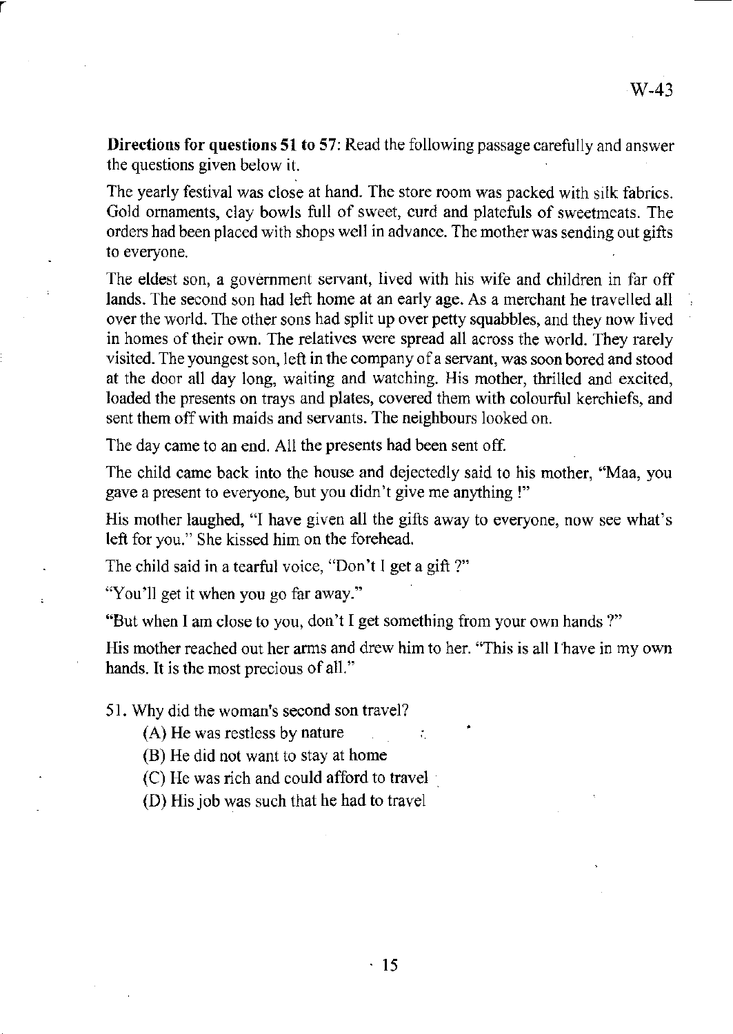**Directions for questions 51 to 57**: Read the following passage carefully and answer the questions given below it.

The yearly festival was close at hand. The store room was packed with silk fabrics. Gold ornaments, clay bowls full of sweet, curd and platefuls of sweetmeats. The orders had been placed with shops well in advance. The mother was sending out gifts to everyone.

The eldest son, a government servant, lived with his wife and children in far off lands. The second son had left home at an early age. As a merchant he travelled all over the world. The other sons had split up over petty squabbles, and they now lived in homes of their own. The relatives were spread all across the world. They rarely visited. The youngest son, left in the company of a servant, was soon bored and stood at the door all day long, waiting and watching. His mother, thrilled and excited, loaded the presents on trays and plates, covered them with colourful kerchiefs, and sent them off with maids and servants. The neighbours looked on.

The day came to an end. All the presents had been sent off.

The child came back into the house and dejectedly said to his mother, "Maa, you gave a present to everyone, but you didn't give me anything !"

His mother laughed, "I have given all the gifts away to everyone, now see what's left for you." She kissed him on the forehead.

The child said in a tearful voice, "Don't I get a gift ?"

"You'll get it when you go far away."

"But when I am close to you, don't I get something from your own hands ?"

His mother reached out her arms and drew him to her. "This is all I have in my own hands. It is the most precious of all."

51. Why did the woman's second son travel?

    (A) He was restless by nature

    (B) He did not want to stay at home

    (C) He was rich and could afford to travel

    (D) His job was such that he had to travel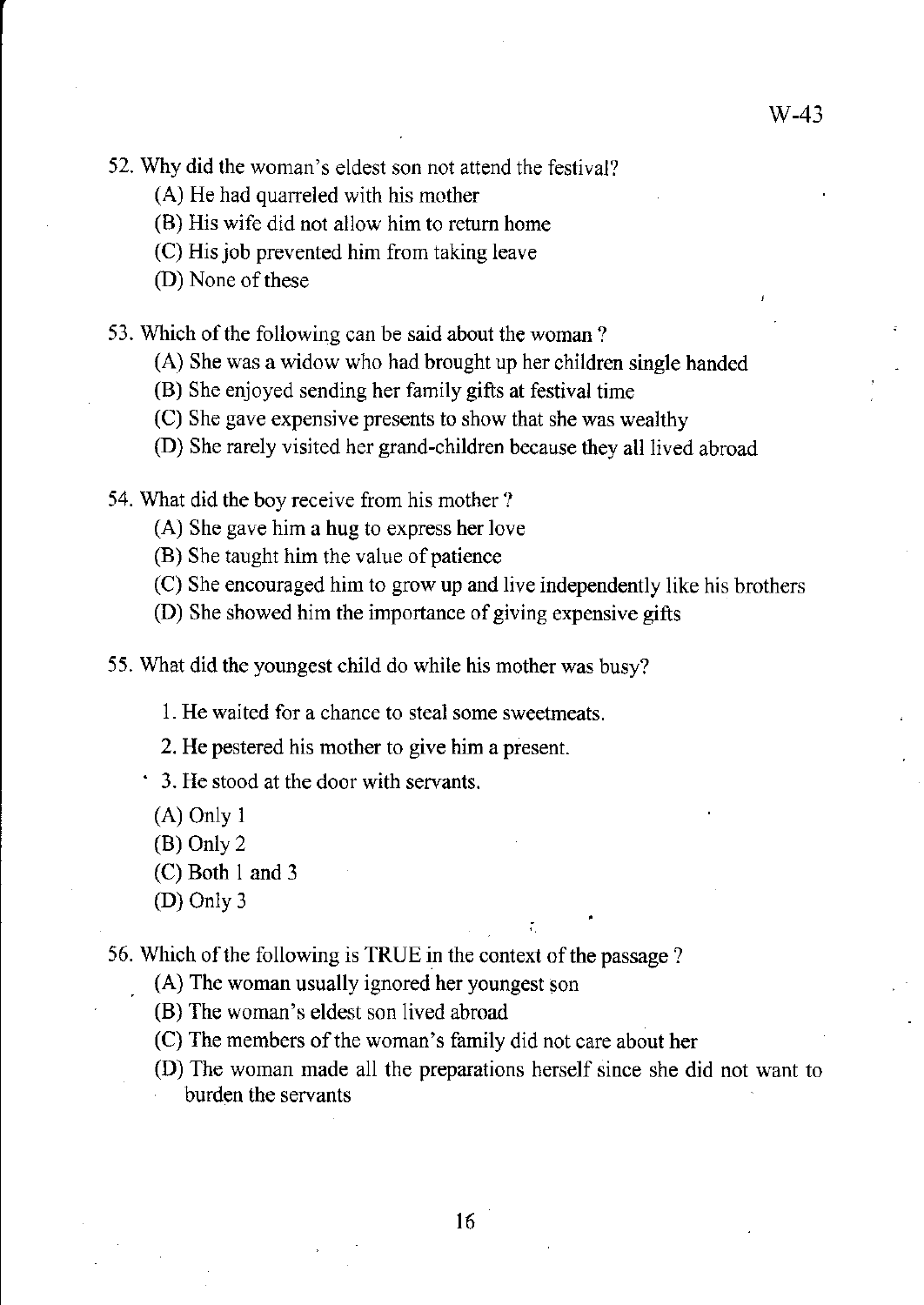52. Why did the woman's eldest son not attend the festival?

    (A) He had quarreled with his mother

    (B) His wife did not allow him to return home

    (C) His job prevented him from taking leave

    (D) None of these

53. Which of the following can be said about the woman ?

    (A) She was a widow who had brought up her children single handed

    (B) She enjoyed sending her family gifts at festival time

    (C) She gave expensive presents to show that she was wealthy

    (D) She rarely visited her grand-children because they all lived abroad

54. What did the boy receive from his mother ?

    (A) She gave him a hug to express her love

    (B) She taught him the value of patience

    (C) She encouraged him to grow up and live independently like his brothers

    (D) She showed him the importance of giving expensive gifts

55. What did the youngest child do while his mother was busy?

    1. He waited for a chance to steal some sweetmeats.

    2. He pestered his mother to give him a present.

    3. He stood at the door with servants.

    (A) Only 1

    (B) Only 2

    (C) Both 1 and 3

    (D) Only 3

56. Which of the following is TRUE in the context of the passage ?

    (A) The woman usually ignored her youngest son

    (B) The woman's eldest son lived abroad

    (C) The members of the woman's family did not care about her

    (D) The woman made all the preparations herself since she did not want to burden the servants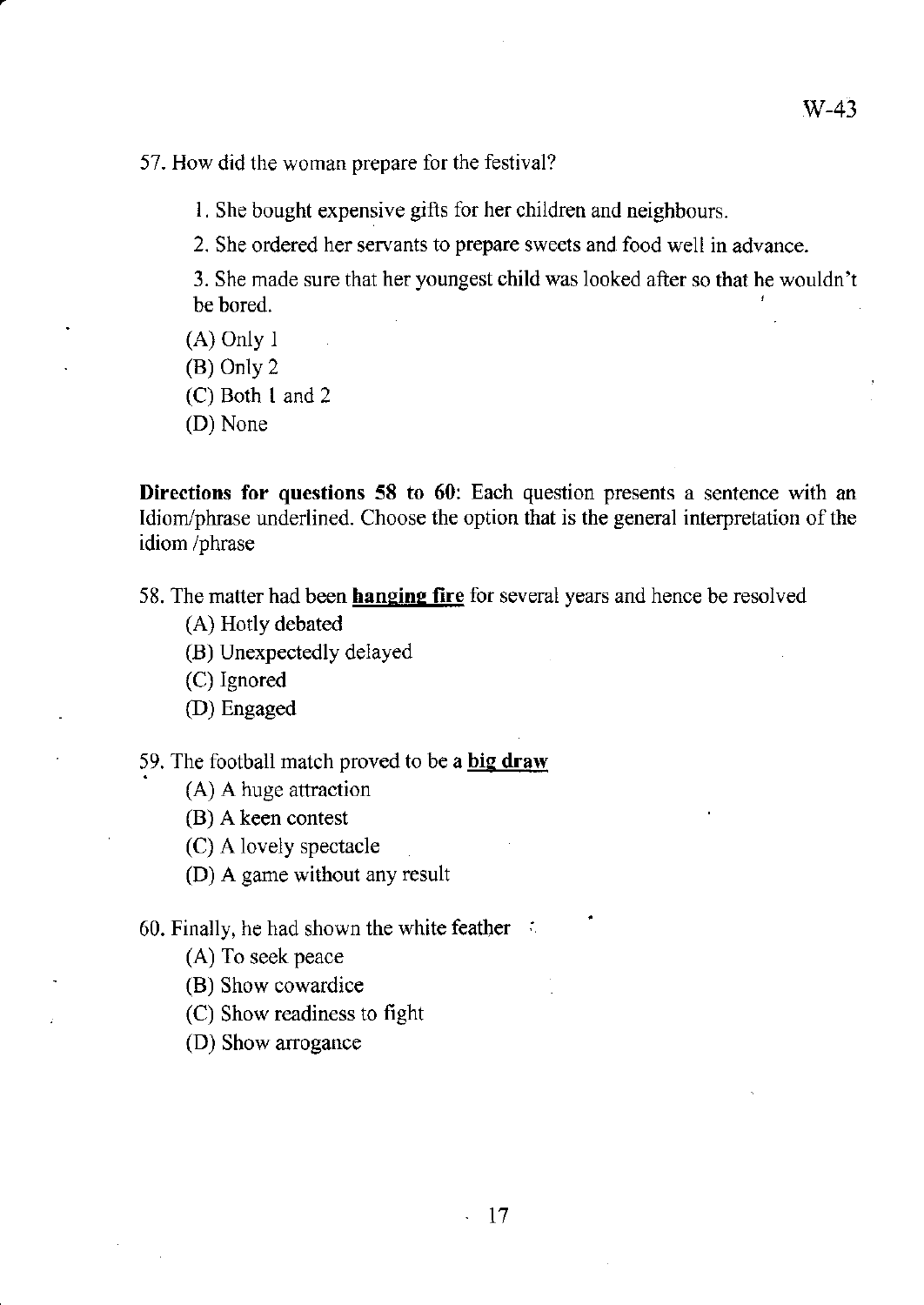57. How did the woman prepare for the festival?

1. She bought expensive gifts for her children and neighbours.

2. She ordered her servants to prepare sweets and food well in advance.

3. She made sure that her youngest child was looked after so that he wouldn't be bored.

(A) Only 1

(B) Only 2

(C) Both 1 and 2

(D) None

**Directions for questions 58 to 60**: Each question presents a sentence with an Idiom/phrase underlined. Choose the option that is the general interpretation of the idiom /phrase

58. The matter had been **<u>hanging fire</u>** for several years and hence be resolved

(A) Hotly debated

(B) Unexpectedly delayed

(C) Ignored

(D) Engaged

59. The football match proved to be a **<u>big draw</u>**

(A) A huge attraction

(B) A keen contest

(C) A lovely spectacle

(D) A game without any result

60. Finally, he had shown the white feather

(A) To seek peace

(B) Show cowardice

(C) Show readiness to fight

(D) Show arrogance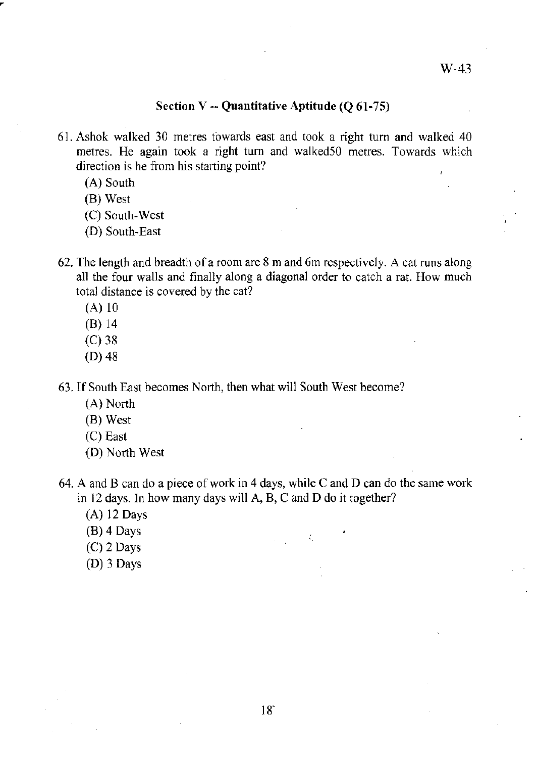### Section V -- Quantitative Aptitude (Q 61-75)

61. Ashok walked 30 metres towards east and took a right turn and walked 40 metres. He again took a right turn and walked50 metres. Towards which direction is he from his starting point?

    (A) South
    (B) West
    (C) South-West
    (D) South-East

62. The length and breadth of a room are 8 m and 6m respectively. A cat runs along all the four walls and finally along a diagonal order to catch a rat. How much total distance is covered by the cat?

    (A) 10
    (B) 14
    (C) 38
    (D) 48

63. If South East becomes North, then what will South West become?

    (A) North
    (B) West
    (C) East
    (D) North West

64. A and B can do a piece of work in 4 days, while C and D can do the same work in 12 days. In how many days will A, B, C and D do it together?

    (A) 12 Days
    (B) 4 Days
    (C) 2 Days
    (D) 3 Days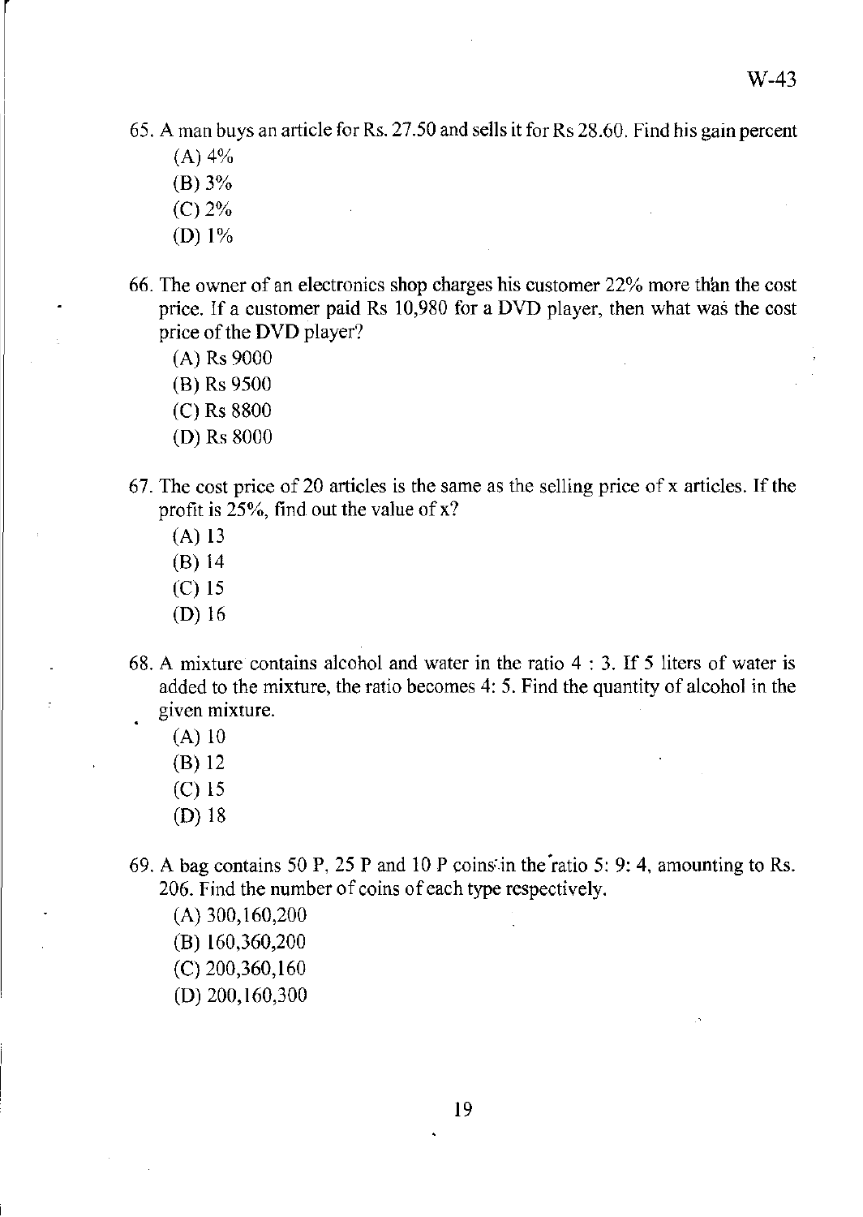65. A man buys an article for Rs. 27.50 and sells it for Rs 28.60. Find his gain percent

    (A) 4%

    (B) 3%

    (C) 2%

    (D) 1%

66. The owner of an electronics shop charges his customer 22% more than the cost price. If a customer paid Rs 10,980 for a DVD player, then what was the cost price of the DVD player?

    (A) Rs 9000

    (B) Rs 9500

    (C) Rs 8800

    (D) Rs 8000

67. The cost price of 20 articles is the same as the selling price of x articles. If the profit is 25%, find out the value of x?

    (A) 13

    (B) 14

    (C) 15

    (D) 16

68. A mixture contains alcohol and water in the ratio 4 : 3. If 5 liters of water is added to the mixture, the ratio becomes 4: 5. Find the quantity of alcohol in the given mixture.

    (A) 10

    (B) 12

    (C) 15

    (D) 18

69. A bag contains 50 P, 25 P and 10 P coins in the ratio 5: 9: 4, amounting to Rs. 206. Find the number of coins of each type respectively.

    (A) 300,160,200

    (B) 160,360,200

    (C) 200,360,160

    (D) 200,160,300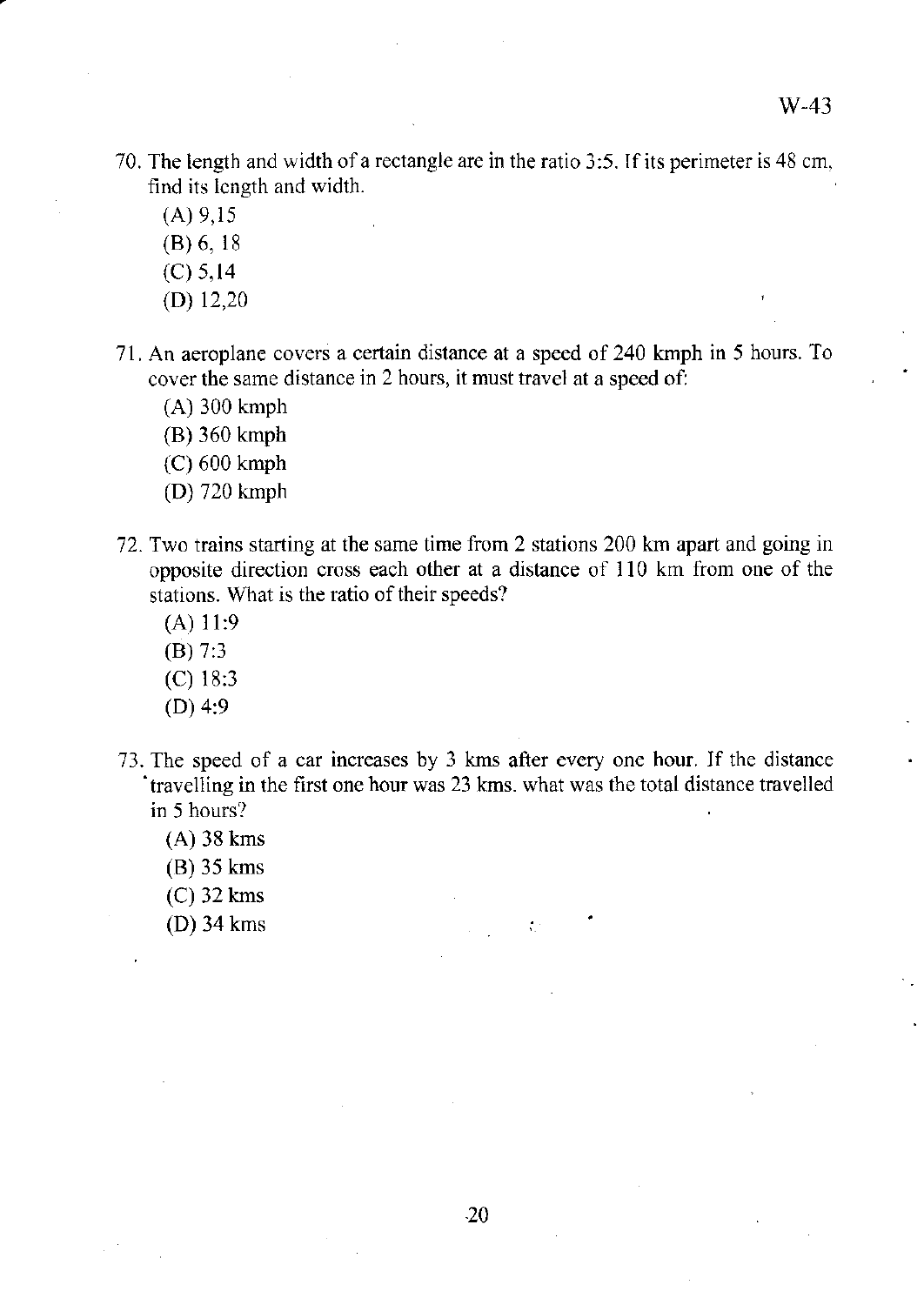70. The length and width of a rectangle are in the ratio 3:5. If its perimeter is 48 cm, find its length and width.

    (A) 9,15

    (B) 6, 18

    (C) 5,14

    (D) 12,20

71. An aeroplane covers a certain distance at a speed of 240 kmph in 5 hours. To cover the same distance in 2 hours, it must travel at a speed of:

    (A) 300 kmph

    (B) 360 kmph

    (C) 600 kmph

    (D) 720 kmph

72. Two trains starting at the same time from 2 stations 200 km apart and going in opposite direction cross each other at a distance of 110 km from one of the stations. What is the ratio of their speeds?

    (A) 11:9

    (B) 7:3

    (C) 18:3

    (D) 4:9

73. The speed of a car increases by 3 kms after every one hour. If the distance travelling in the first one hour was 23 kms. what was the total distance travelled in 5 hours?

    (A) 38 kms

    (B) 35 kms

    (C) 32 kms

    (D) 34 kms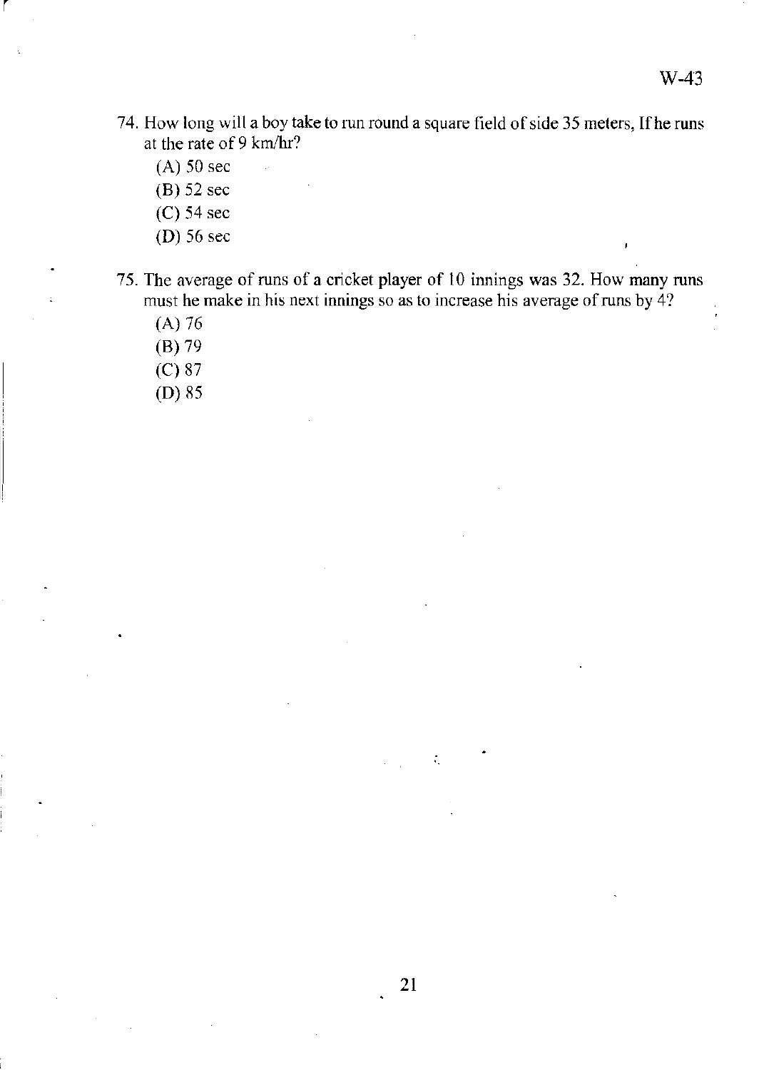74. How long will a boy take to run round a square field of side 35 meters, If he runs at the rate of 9 km/hr?

    (A) 50 sec

    (B) 52 sec

    (C) 54 sec

    (D) 56 sec

75. The average of runs of a cricket player of 10 innings was 32. How many runs must he make in his next innings so as to increase his average of runs by 4?

    (A) 76

    (B) 79

    (C) 87

    (D) 85